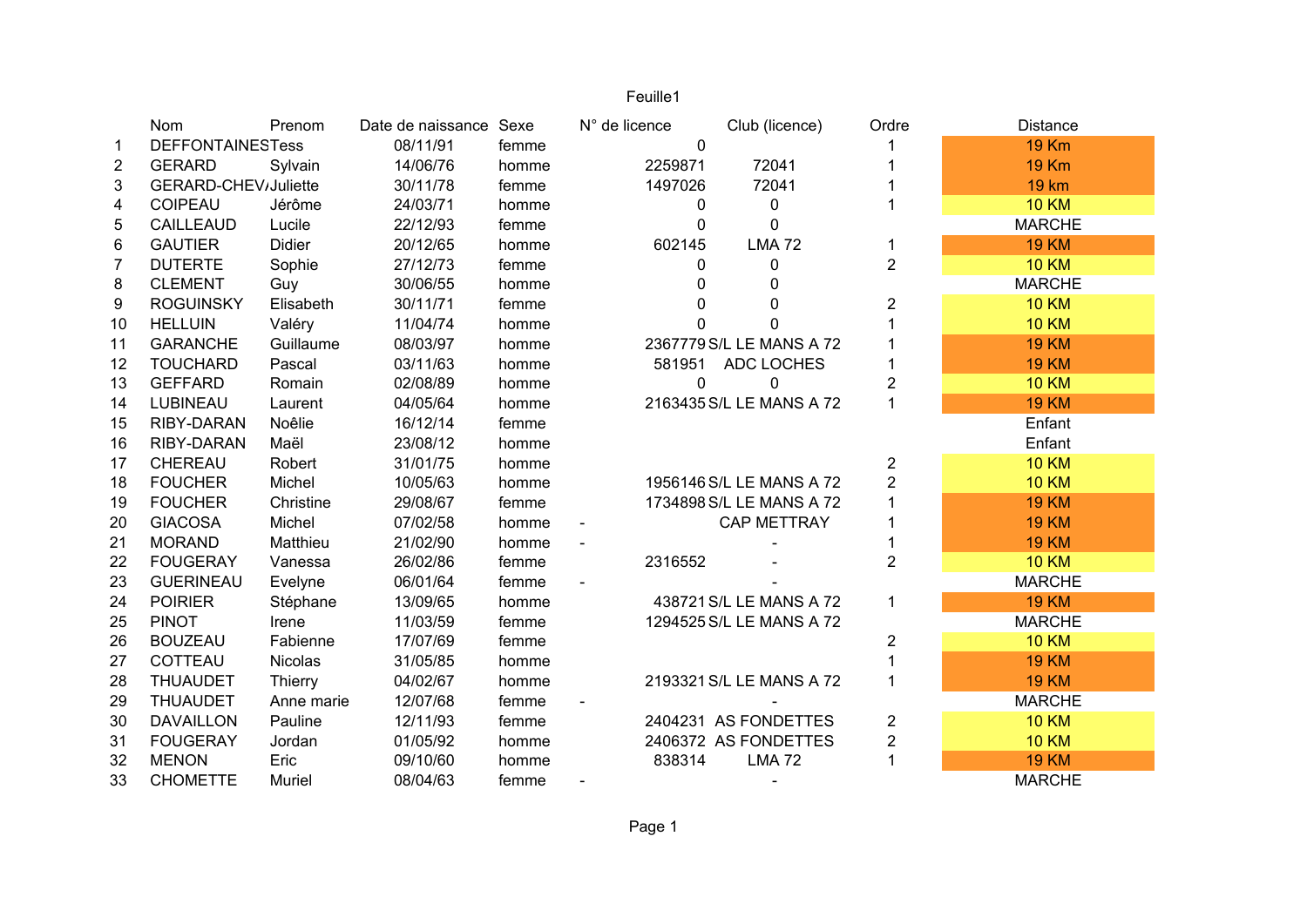Feuille1

| | Nom | Prenom | Date de naissance | Sexe | N° de licence | Club (licence) | Ordre | Distance |
|---|---|---|---|---|---|---|---|---|
| 1 | DEFFONTAINES | Tess | 08/11/91 | femme | 0 | | 1 | 19 Km |
| 2 | GERARD | Sylvain | 14/06/76 | homme | 2259871 | 72041 | 1 | 19 Km |
| 3 | GERARD-CHEV/ | Juliette | 30/11/78 | femme | 1497026 | 72041 | 1 | 19 km |
| 4 | COIPEAU | Jérôme | 24/03/71 | homme | 0 | 0 | 1 | 10 KM |
| 5 | CAILLEAUD | Lucile | 22/12/93 | femme | 0 | 0 | | MARCHE |
| 6 | GAUTIER | Didier | 20/12/65 | homme | 602145 | LMA 72 | 1 | 19 KM |
| 7 | DUTERTE | Sophie | 27/12/73 | femme | 0 | 0 | 2 | 10 KM |
| 8 | CLEMENT | Guy | 30/06/55 | homme | 0 | 0 | | MARCHE |
| 9 | ROGUINSKY | Elisabeth | 30/11/71 | femme | 0 | 0 | 2 | 10 KM |
| 10 | HELLUIN | Valéry | 11/04/74 | homme | 0 | 0 | 1 | 10 KM |
| 11 | GARANCHE | Guillaume | 08/03/97 | homme | 2367779 | S/L LE MANS A 72 | 1 | 19 KM |
| 12 | TOUCHARD | Pascal | 03/11/63 | homme | 581951 | ADC LOCHES | 1 | 19 KM |
| 13 | GEFFARD | Romain | 02/08/89 | homme | 0 | 0 | 2 | 10 KM |
| 14 | LUBINEAU | Laurent | 04/05/64 | homme | 2163435 | S/L LE MANS A 72 | 1 | 19 KM |
| 15 | RIBY-DARAN | Noêlie | 16/12/14 | femme | | | | Enfant |
| 16 | RIBY-DARAN | Maël | 23/08/12 | homme | | | | Enfant |
| 17 | CHEREAU | Robert | 31/01/75 | homme | | | 2 | 10 KM |
| 18 | FOUCHER | Michel | 10/05/63 | homme | 1956146 | S/L LE MANS A 72 | 2 | 10 KM |
| 19 | FOUCHER | Christine | 29/08/67 | femme | 1734898 | S/L LE MANS A 72 | 1 | 19 KM |
| 20 | GIACOSA | Michel | 07/02/58 | homme | - | CAP METTRAY | 1 | 19 KM |
| 21 | MORAND | Matthieu | 21/02/90 | homme | - | - | 1 | 19 KM |
| 22 | FOUGERAY | Vanessa | 26/02/86 | femme | 2316552 | - | 2 | 10 KM |
| 23 | GUERINEAU | Evelyne | 06/01/64 | femme | - | - | | MARCHE |
| 24 | POIRIER | Stéphane | 13/09/65 | homme | 438721 | S/L LE MANS A 72 | 1 | 19 KM |
| 25 | PINOT | Irene | 11/03/59 | femme | 1294525 | S/L LE MANS A 72 | | MARCHE |
| 26 | BOUZEAU | Fabienne | 17/07/69 | femme | | | 2 | 10 KM |
| 27 | COTTEAU | Nicolas | 31/05/85 | homme | | | 1 | 19 KM |
| 28 | THUAUDET | Thierry | 04/02/67 | homme | 2193321 | S/L LE MANS A 72 | 1 | 19 KM |
| 29 | THUAUDET | Anne marie | 12/07/68 | femme | - | - | | MARCHE |
| 30 | DAVAILLON | Pauline | 12/11/93 | femme | 2404231 | AS FONDETTES | 2 | 10 KM |
| 31 | FOUGERAY | Jordan | 01/05/92 | homme | 2406372 | AS FONDETTES | 2 | 10 KM |
| 32 | MENON | Eric | 09/10/60 | homme | 838314 | LMA 72 | 1 | 19 KM |
| 33 | CHOMETTE | Muriel | 08/04/63 | femme | - | - | | MARCHE |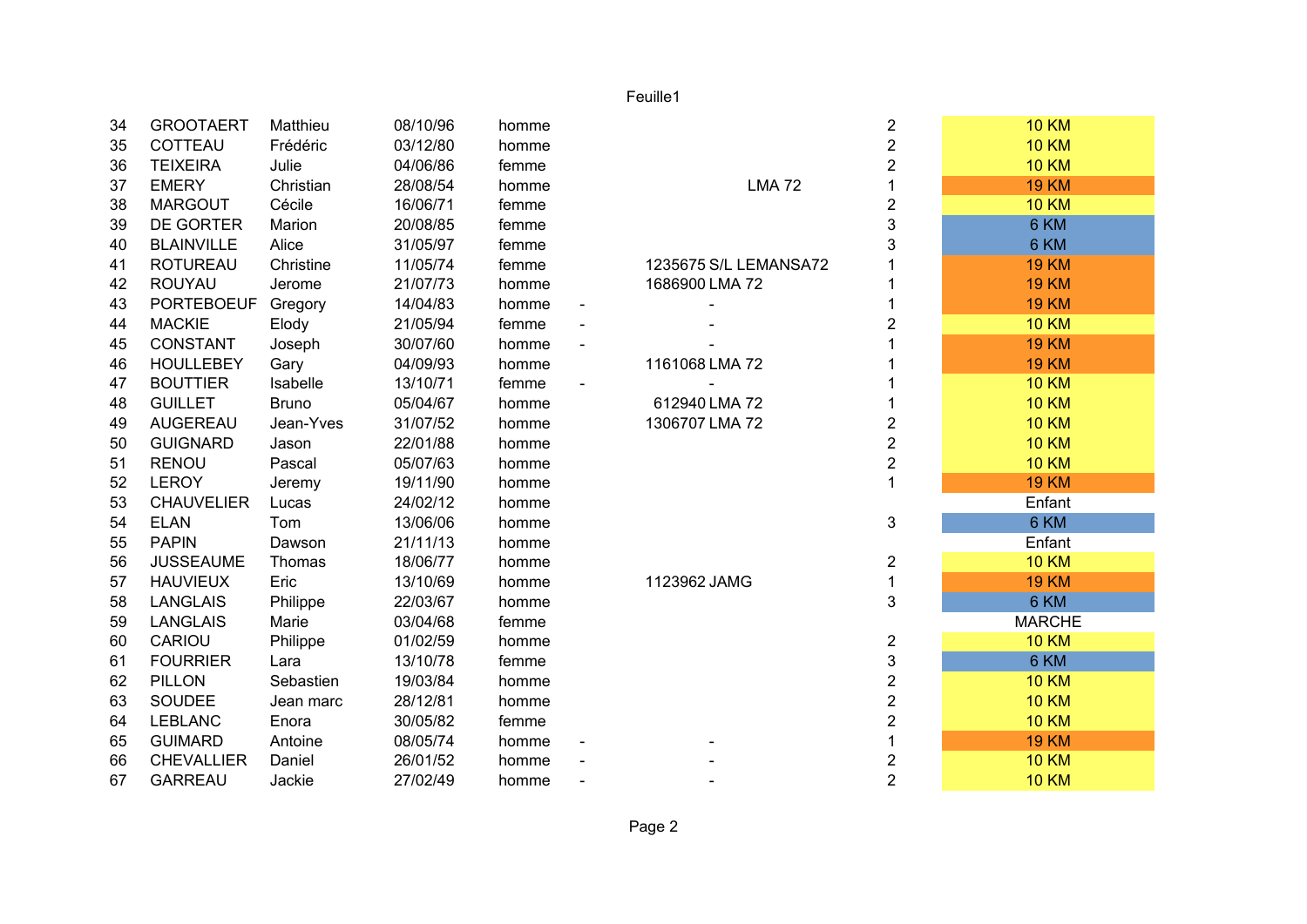| | | | | | | | | |
|---|---|---|---|---|---|---|---|---|
| 34 | GROOTAERT | Matthieu | 08/10/96 | homme | | | 2 | 10 KM |
| 35 | COTTEAU | Frédéric | 03/12/80 | homme | | | 2 | 10 KM |
| 36 | TEIXEIRA | Julie | 04/06/86 | femme | | | 2 | 10 KM |
| 37 | EMERY | Christian | 28/08/54 | homme | | LMA 72 | 1 | 19 KM |
| 38 | MARGOUT | Cécile | 16/06/71 | femme | | | 2 | 10 KM |
| 39 | DE GORTER | Marion | 20/08/85 | femme | | | 3 | 6 KM |
| 40 | BLAINVILLE | Alice | 31/05/97 | femme | | | 3 | 6 KM |
| 41 | ROTUREAU | Christine | 11/05/74 | femme | | 1235675 S/L LEMANSA72 | 1 | 19 KM |
| 42 | ROUYAU | Jerome | 21/07/73 | homme | | 1686900 LMA 72 | 1 | 19 KM |
| 43 | PORTEBOEUF | Gregory | 14/04/83 | homme | - | - | 1 | 19 KM |
| 44 | MACKIE | Elody | 21/05/94 | femme | - | - | 2 | 10 KM |
| 45 | CONSTANT | Joseph | 30/07/60 | homme | - | - | 1 | 19 KM |
| 46 | HOULLEBEY | Gary | 04/09/93 | homme | | 1161068 LMA 72 | 1 | 19 KM |
| 47 | BOUTTIER | Isabelle | 13/10/71 | femme | - | - | 1 | 10 KM |
| 48 | GUILLET | Bruno | 05/04/67 | homme | | 612940 LMA 72 | 1 | 10 KM |
| 49 | AUGEREAU | Jean-Yves | 31/07/52 | homme | | 1306707 LMA 72 | 2 | 10 KM |
| 50 | GUIGNARD | Jason | 22/01/88 | homme | | | 2 | 10 KM |
| 51 | RENOU | Pascal | 05/07/63 | homme | | | 2 | 10 KM |
| 52 | LEROY | Jeremy | 19/11/90 | homme | | | 1 | 19 KM |
| 53 | CHAUVELIER | Lucas | 24/02/12 | homme | | | | Enfant |
| 54 | ELAN | Tom | 13/06/06 | homme | | | 3 | 6 KM |
| 55 | PAPIN | Dawson | 21/11/13 | homme | | | | Enfant |
| 56 | JUSSEAUME | Thomas | 18/06/77 | homme | | | 2 | 10 KM |
| 57 | HAUVIEUX | Eric | 13/10/69 | homme | | 1123962 JAMG | 1 | 19 KM |
| 58 | LANGLAIS | Philippe | 22/03/67 | homme | | | 3 | 6 KM |
| 59 | LANGLAIS | Marie | 03/04/68 | femme | | | | MARCHE |
| 60 | CARIOU | Philippe | 01/02/59 | homme | | | 2 | 10 KM |
| 61 | FOURRIER | Lara | 13/10/78 | femme | | | 3 | 6 KM |
| 62 | PILLON | Sebastien | 19/03/84 | homme | | | 2 | 10 KM |
| 63 | SOUDEE | Jean marc | 28/12/81 | homme | | | 2 | 10 KM |
| 64 | LEBLANC | Enora | 30/05/82 | femme | | | 2 | 10 KM |
| 65 | GUIMARD | Antoine | 08/05/74 | homme | - | - | 1 | 19 KM |
| 66 | CHEVALLIER | Daniel | 26/01/52 | homme | - | - | 2 | 10 KM |
| 67 | GARREAU | Jackie | 27/02/49 | homme | - | - | 2 | 10 KM |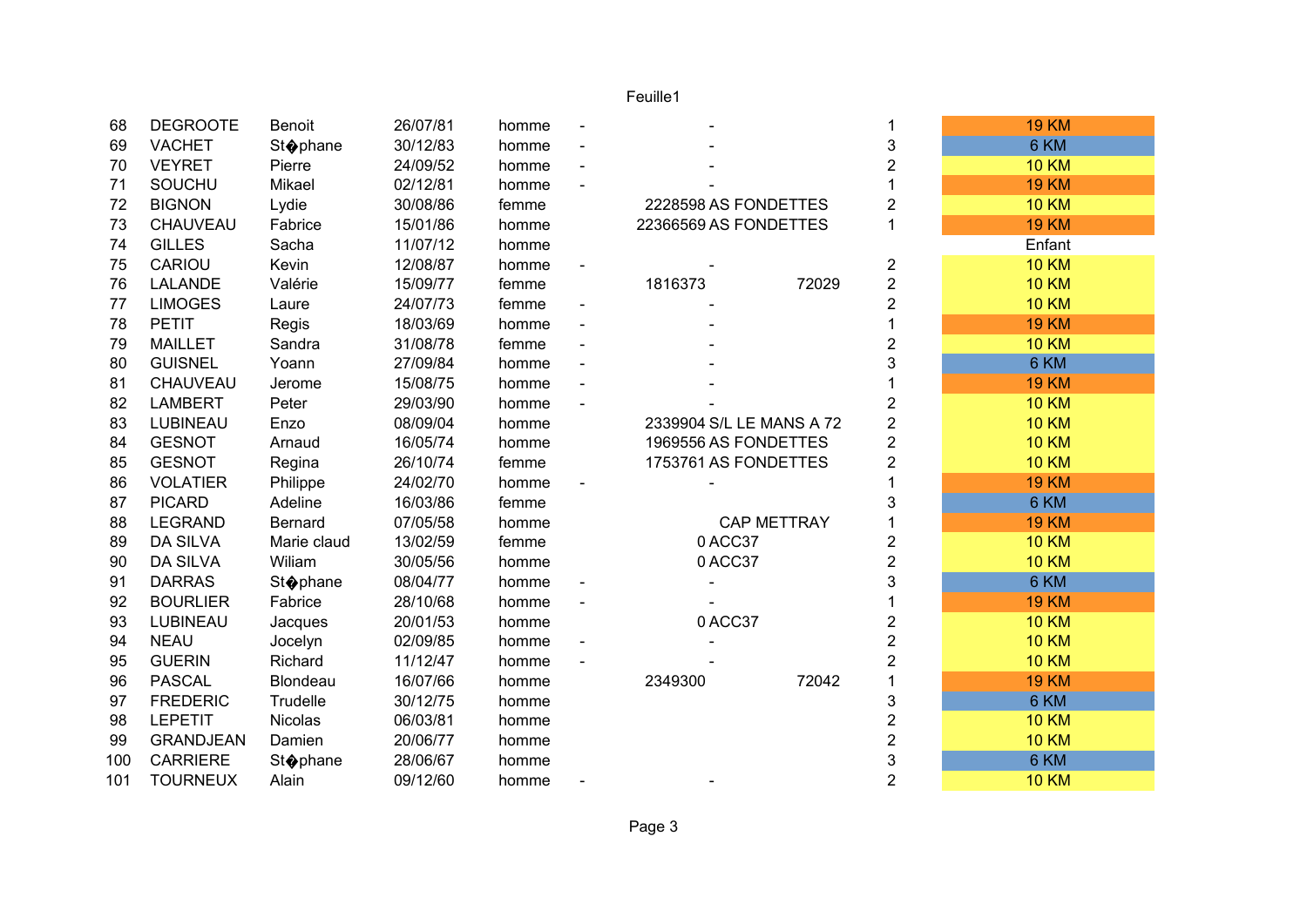| | | | | | | | | | |
|---|---|---|---|---|---|---|---|---|---|
| 68 | DEGROOTE | Benoit | 26/07/81 | homme | - | - | | 1 | 19 KM |
| 69 | VACHET | St�phane | 30/12/83 | homme | - | - | | 3 | 6 KM |
| 70 | VEYRET | Pierre | 24/09/52 | homme | - | - | | 2 | 10 KM |
| 71 | SOUCHU | Mikael | 02/12/81 | homme | - | - | | 1 | 19 KM |
| 72 | BIGNON | Lydie | 30/08/86 | femme | | 2228598 | AS FONDETTES | 2 | 10 KM |
| 73 | CHAUVEAU | Fabrice | 15/01/86 | homme | | 22366569 | AS FONDETTES | 1 | 19 KM |
| 74 | GILLES | Sacha | 11/07/12 | homme | | | | | Enfant |
| 75 | CARIOU | Kevin | 12/08/87 | homme | - | - | | 2 | 10 KM |
| 76 | LALANDE | Valérie | 15/09/77 | femme | | 1816373 | 72029 | 2 | 10 KM |
| 77 | LIMOGES | Laure | 24/07/73 | femme | - | - | | 2 | 10 KM |
| 78 | PETIT | Regis | 18/03/69 | homme | - | - | | 1 | 19 KM |
| 79 | MAILLET | Sandra | 31/08/78 | femme | - | - | | 2 | 10 KM |
| 80 | GUISNEL | Yoann | 27/09/84 | homme | - | - | | 3 | 6 KM |
| 81 | CHAUVEAU | Jerome | 15/08/75 | homme | - | - | | 1 | 19 KM |
| 82 | LAMBERT | Peter | 29/03/90 | homme | - | - | | 2 | 10 KM |
| 83 | LUBINEAU | Enzo | 08/09/04 | homme | | 2339904 | S/L LE MANS A 72 | 2 | 10 KM |
| 84 | GESNOT | Arnaud | 16/05/74 | homme | | 1969556 | AS FONDETTES | 2 | 10 KM |
| 85 | GESNOT | Regina | 26/10/74 | femme | | 1753761 | AS FONDETTES | 2 | 10 KM |
| 86 | VOLATIER | Philippe | 24/02/70 | homme | - | - | | 1 | 19 KM |
| 87 | PICARD | Adeline | 16/03/86 | femme | | | | 3 | 6 KM |
| 88 | LEGRAND | Bernard | 07/05/58 | homme | | | CAP METTRAY | 1 | 19 KM |
| 89 | DA SILVA | Marie claud | 13/02/59 | femme | | 0 | ACC37 | 2 | 10 KM |
| 90 | DA SILVA | Wiliam | 30/05/56 | homme | | 0 | ACC37 | 2 | 10 KM |
| 91 | DARRAS | St�phane | 08/04/77 | homme | - | - | | 3 | 6 KM |
| 92 | BOURLIER | Fabrice | 28/10/68 | homme | - | - | | 1 | 19 KM |
| 93 | LUBINEAU | Jacques | 20/01/53 | homme | | 0 | ACC37 | 2 | 10 KM |
| 94 | NEAU | Jocelyn | 02/09/85 | homme | - | - | | 2 | 10 KM |
| 95 | GUERIN | Richard | 11/12/47 | homme | - | - | | 2 | 10 KM |
| 96 | PASCAL | Blondeau | 16/07/66 | homme | | 2349300 | 72042 | 1 | 19 KM |
| 97 | FREDERIC | Trudelle | 30/12/75 | homme | | | | 3 | 6 KM |
| 98 | LEPETIT | Nicolas | 06/03/81 | homme | | | | 2 | 10 KM |
| 99 | GRANDJEAN | Damien | 20/06/77 | homme | | | | 2 | 10 KM |
| 100 | CARRIERE | St�phane | 28/06/67 | homme | | | | 3 | 6 KM |
| 101 | TOURNEUX | Alain | 09/12/60 | homme | - | - | | 2 | 10 KM |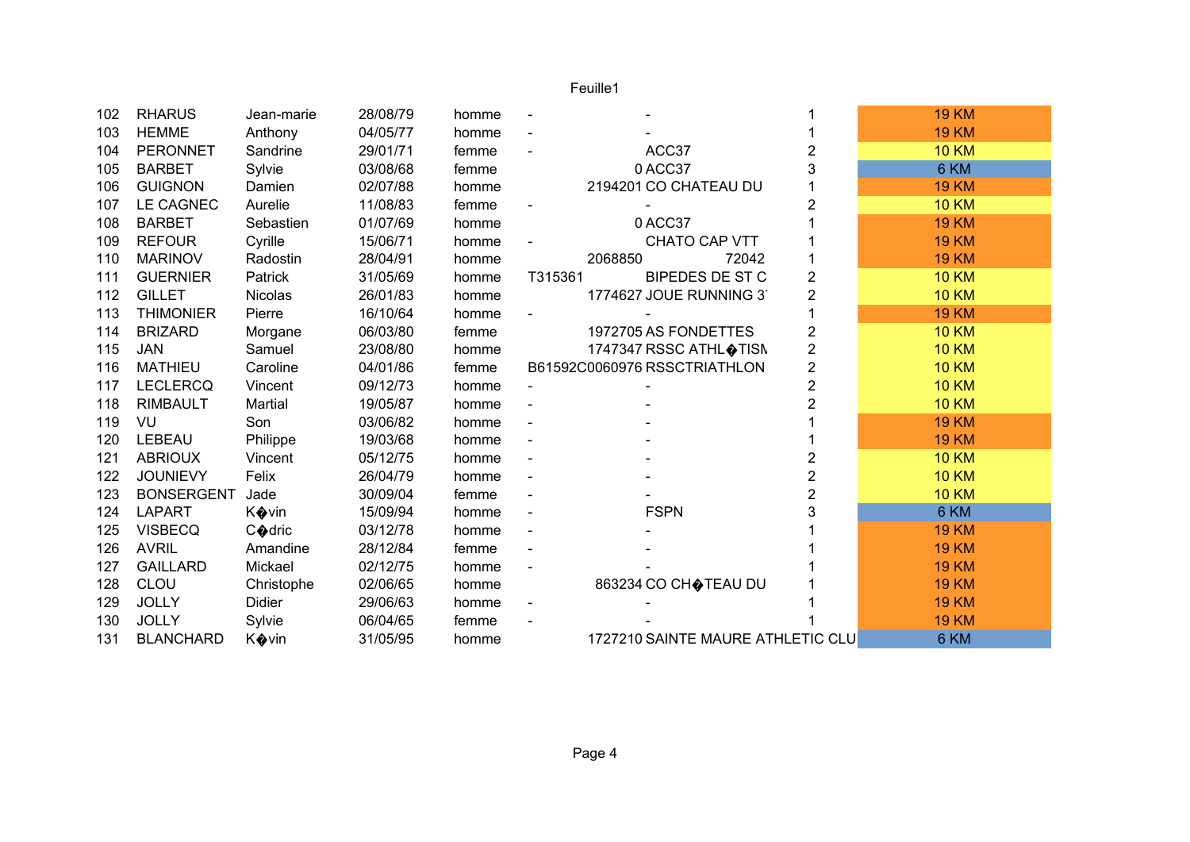| | | | | | | | | |
|---|---|---|---|---|---|---|---|---|
| 102 | RHARUS | Jean-marie | 28/08/79 | homme | - | - | 1 | 19 KM |
| 103 | HEMME | Anthony | 04/05/77 | homme | - | - | 1 | 19 KM |
| 104 | PERONNET | Sandrine | 29/01/71 | femme | - | ACC37 | 2 | 10 KM |
| 105 | BARBET | Sylvie | 03/08/68 | femme | 0 | ACC37 | 3 | 6 KM |
| 106 | GUIGNON | Damien | 02/07/88 | homme | 2194201 | CO CHATEAU DU | 1 | 19 KM |
| 107 | LE CAGNEC | Aurelie | 11/08/83 | femme | - | - | 2 | 10 KM |
| 108 | BARBET | Sebastien | 01/07/69 | homme | 0 | ACC37 | 1 | 19 KM |
| 109 | REFOUR | Cyrille | 15/06/71 | homme | - | CHATO CAP VTT | 1 | 19 KM |
| 110 | MARINOV | Radostin | 28/04/91 | homme | 2068850 | 72042 | 1 | 19 KM |
| 111 | GUERNIER | Patrick | 31/05/69 | homme | T315361 | BIPEDES DE ST C | 2 | 10 KM |
| 112 | GILLET | Nicolas | 26/01/83 | homme | 1774627 | JOUE RUNNING 3' | 2 | 10 KM |
| 113 | THIMONIER | Pierre | 16/10/64 | homme | - | - | 1 | 19 KM |
| 114 | BRIZARD | Morgane | 06/03/80 | femme | 1972705 | AS FONDETTES | 2 | 10 KM |
| 115 | JAN | Samuel | 23/08/80 | homme | 1747347 | RSSC ATHL�TISM | 2 | 10 KM |
| 116 | MATHIEU | Caroline | 04/01/86 | femme | B61592C0060976 | RSSCTRIATHLON | 2 | 10 KM |
| 117 | LECLERCQ | Vincent | 09/12/73 | homme | - | - | 2 | 10 KM |
| 118 | RIMBAULT | Martial | 19/05/87 | homme | - | - | 2 | 10 KM |
| 119 | VU | Son | 03/06/82 | homme | - | - | 1 | 19 KM |
| 120 | LEBEAU | Philippe | 19/03/68 | homme | - | - | 1 | 19 KM |
| 121 | ABRIOUX | Vincent | 05/12/75 | homme | - | - | 2 | 10 KM |
| 122 | JOUNIEVY | Felix | 26/04/79 | homme | - | - | 2 | 10 KM |
| 123 | BONSERGENT | Jade | 30/09/04 | femme | - | - | 2 | 10 KM |
| 124 | LAPART | K�vin | 15/09/94 | homme | - | FSPN | 3 | 6 KM |
| 125 | VISBECQ | C�dric | 03/12/78 | homme | - | - | 1 | 19 KM |
| 126 | AVRIL | Amandine | 28/12/84 | femme | - | - | 1 | 19 KM |
| 127 | GAILLARD | Mickael | 02/12/75 | homme | - | - | 1 | 19 KM |
| 128 | CLOU | Christophe | 02/06/65 | homme | 863234 | CO CH�TEAU DU | 1 | 19 KM |
| 129 | JOLLY | Didier | 29/06/63 | homme | - | - | 1 | 19 KM |
| 130 | JOLLY | Sylvie | 06/04/65 | femme | - | - | 1 | 19 KM |
| 131 | BLANCHARD | K�vin | 31/05/95 | homme | 1727210 | SAINTE MAURE ATHLETIC CLU | | 6 KM |